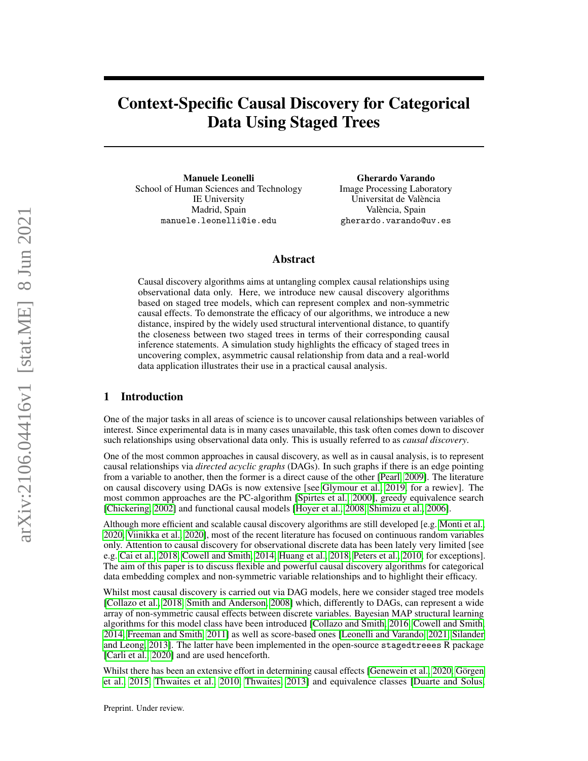# Context-Specific Causal Discovery for Categorical Data Using Staged Trees

**Manuele Leonelli**
School of Human Sciences and Technology
IE University
Madrid, Spain
manuele.leonelli@ie.edu

**Gherardo Varando**
Image Processing Laboratory
Universitat de València
València, Spain
gherardo.varando@uv.es

## Abstract

Causal discovery algorithms aims at untangling complex causal relationships using observational data only. Here, we introduce new causal discovery algorithms based on staged tree models, which can represent complex and non-symmetric causal effects. To demonstrate the efficacy of our algorithms, we introduce a new distance, inspired by the widely used structural interventional distance, to quantify the closeness between two staged trees in terms of their corresponding causal inference statements. A simulation study highlights the efficacy of staged trees in uncovering complex, asymmetric causal relationship from data and a real-world data application illustrates their use in a practical causal analysis.

## 1 Introduction

One of the major tasks in all areas of science is to uncover causal relationships between variables of interest. Since experimental data is in many cases unavailable, this task often comes down to discover such relationships using observational data only. This is usually referred to as *causal discovery*.

One of the most common approaches in causal discovery, as well as in causal analysis, is to represent causal relationships via *directed acyclic graphs* (DAGs). In such graphs if there is an edge pointing from a variable to another, then the former is a direct cause of the other [Pearl, 2009]. The literature on causal discovery using DAGs is now extensive [see Glymour et al., 2019, for a rewiev]. The most common approaches are the PC-algorithm [Spirtes et al., 2000], greedy equivalence search [Chickering, 2002] and functional causal models [Hoyer et al., 2008, Shimizu et al., 2006].

Although more efficient and scalable causal discovery algorithms are still developed [e.g. Monti et al., 2020, Viinikka et al., 2020], most of the recent literature has focused on continuous random variables only. Attention to causal discovery for observational discrete data has been lately very limited [see e.g. Cai et al., 2018, Cowell and Smith, 2014, Huang et al., 2018, Peters et al., 2010, for exceptions]. The aim of this paper is to discuss flexible and powerful causal discovery algorithms for categorical data embedding complex and non-symmetric variable relationships and to highlight their efficacy.

Whilst most causal discovery is carried out via DAG models, here we consider staged tree models [Collazo et al., 2018, Smith and Anderson, 2008] which, differently to DAGs, can represent a wide array of non-symmetric causal effects between discrete variables. Bayesian MAP structural learning algorithms for this model class have been introduced [Collazo and Smith, 2016, Cowell and Smith, 2014, Freeman and Smith, 2011] as well as score-based ones [Leonelli and Varando, 2021, Silander and Leong, 2013]. The latter have been implemented in the open-source stagedtreees R package [Carli et al., 2020] and are used henceforth.

Whilst there has been an extensive effort in determining causal effects [Genewein et al., 2020, Görgen et al., 2015, Thwaites et al., 2010, Thwaites, 2013] and equivalence classes [Duarte and Solus,

Preprint. Under review.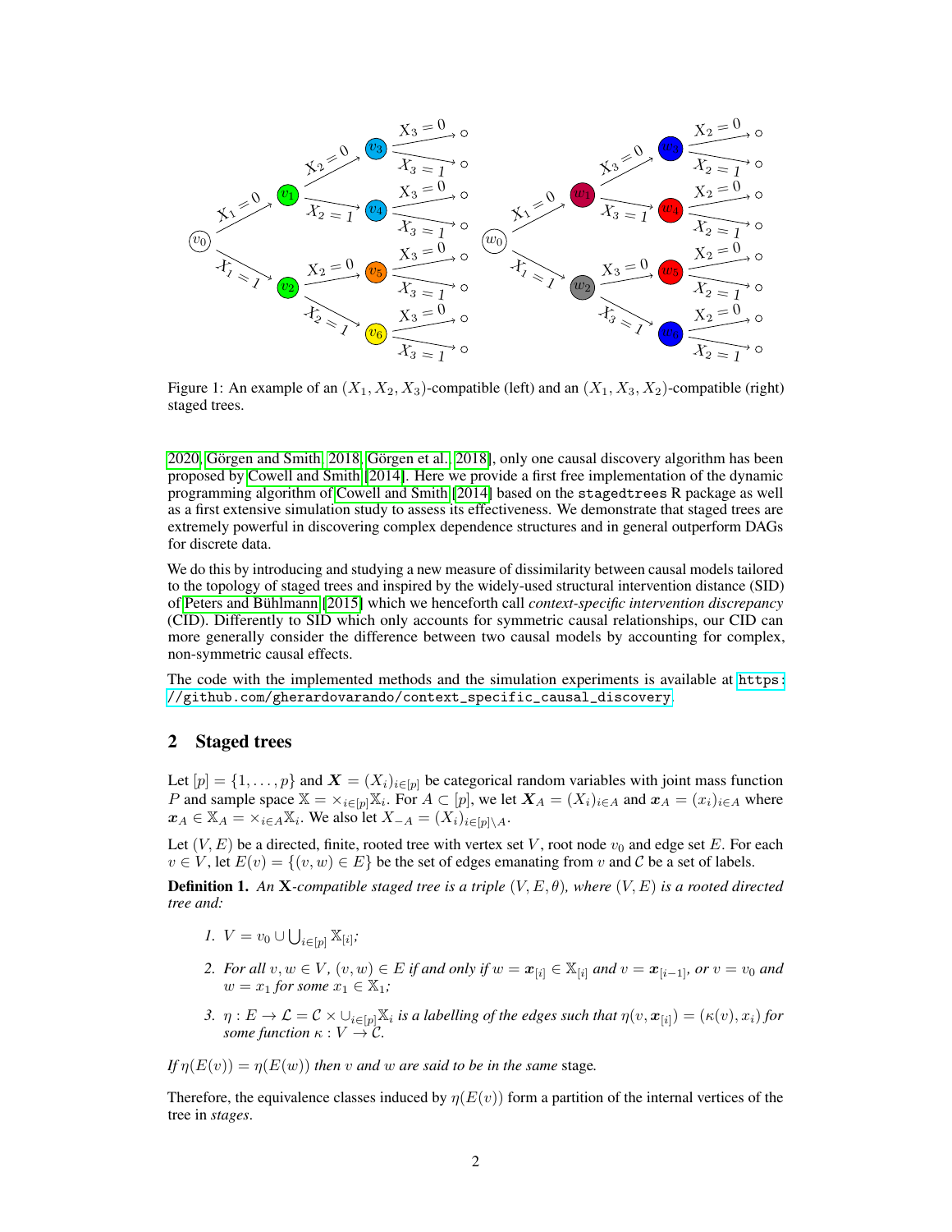Figure 1: An example of an $(X_1, X_2, X_3)$-compatible (left) and an $(X_1, X_3, X_2)$-compatible (right) staged trees.

2020, Görgen and Smith, 2018, Görgen et al., 2018], only one causal discovery algorithm has been proposed by Cowell and Smith [2014]. Here we provide a first free implementation of the dynamic programming algorithm of Cowell and Smith [2014] based on the `stagedtrees` R package as well as a first extensive simulation study to assess its effectiveness. We demonstrate that staged trees are extremely powerful in discovering complex dependence structures and in general outperform DAGs for discrete data.

We do this by introducing and studying a new measure of dissimilarity between causal models tailored to the topology of staged trees and inspired by the widely-used structural intervention distance (SID) of Peters and Bühlmann [2015] which we henceforth call *context-specific intervention discrepancy* (CID). Differently to SID which only accounts for symmetric causal relationships, our CID can more generally consider the difference between two causal models by accounting for complex, non-symmetric causal effects.

The code with the implemented methods and the simulation experiments is available at `https://github.com/gherardovarando/context_specific_causal_discovery`.

## 2 Staged trees

Let $[p] = \{1, \dots, p\}$ and $\boldsymbol{X} = (X_i)_{i \in [p]}$ be categorical random variables with joint mass function $P$ and sample space $\mathbb{X} = \times_{i \in [p]} \mathbb{X}_i$. For $A \subset [p]$, we let $\boldsymbol{X}_A = (X_i)_{i \in A}$ and $\boldsymbol{x}_A = (x_i)_{i \in A}$ where $\boldsymbol{x}_A \in \mathbb{X}_A = \times_{i \in A} \mathbb{X}_i$. We also let $X_{-A} = (X_i)_{i \in [p] \setminus A}$.

Let $(V, E)$ be a directed, finite, rooted tree with vertex set $V$, root node $v_0$ and edge set $E$. For each $v \in V$, let $E(v) = \{(v, w) \in E\}$ be the set of edges emanating from $v$ and $\mathcal{C}$ be a set of labels.

**Definition 1.** *An $\mathbf{X}$-compatible staged tree is a triple $(V, E, \theta)$, where $(V, E)$ is a rooted directed tree and:*

1. $V = v_0 \cup \bigcup_{i \in [p]} \mathbb{X}_{[i]}$*;*
2. *For all $v, w \in V$, $(v, w) \in E$ if and only if $w = \boldsymbol{x}_{[i]} \in \mathbb{X}_{[i]}$ and $v = \boldsymbol{x}_{[i-1]}$, or $v = v_0$ and $w = x_1$ for some $x_1 \in \mathbb{X}_1$;*
3. *$\eta : E \to \mathcal{L} = \mathcal{C} \times \cup_{i \in [p]} \mathbb{X}_i$ is a labelling of the edges such that $\eta(v, \boldsymbol{x}_{[i]}) = (\kappa(v), x_i)$ for some function $\kappa : V \to \mathcal{C}$.*

*If $\eta(E(v)) = \eta(E(w))$ then $v$ and $w$ are said to be in the same* stage*.*

Therefore, the equivalence classes induced by $\eta(E(v))$ form a partition of the internal vertices of the tree in *stages*.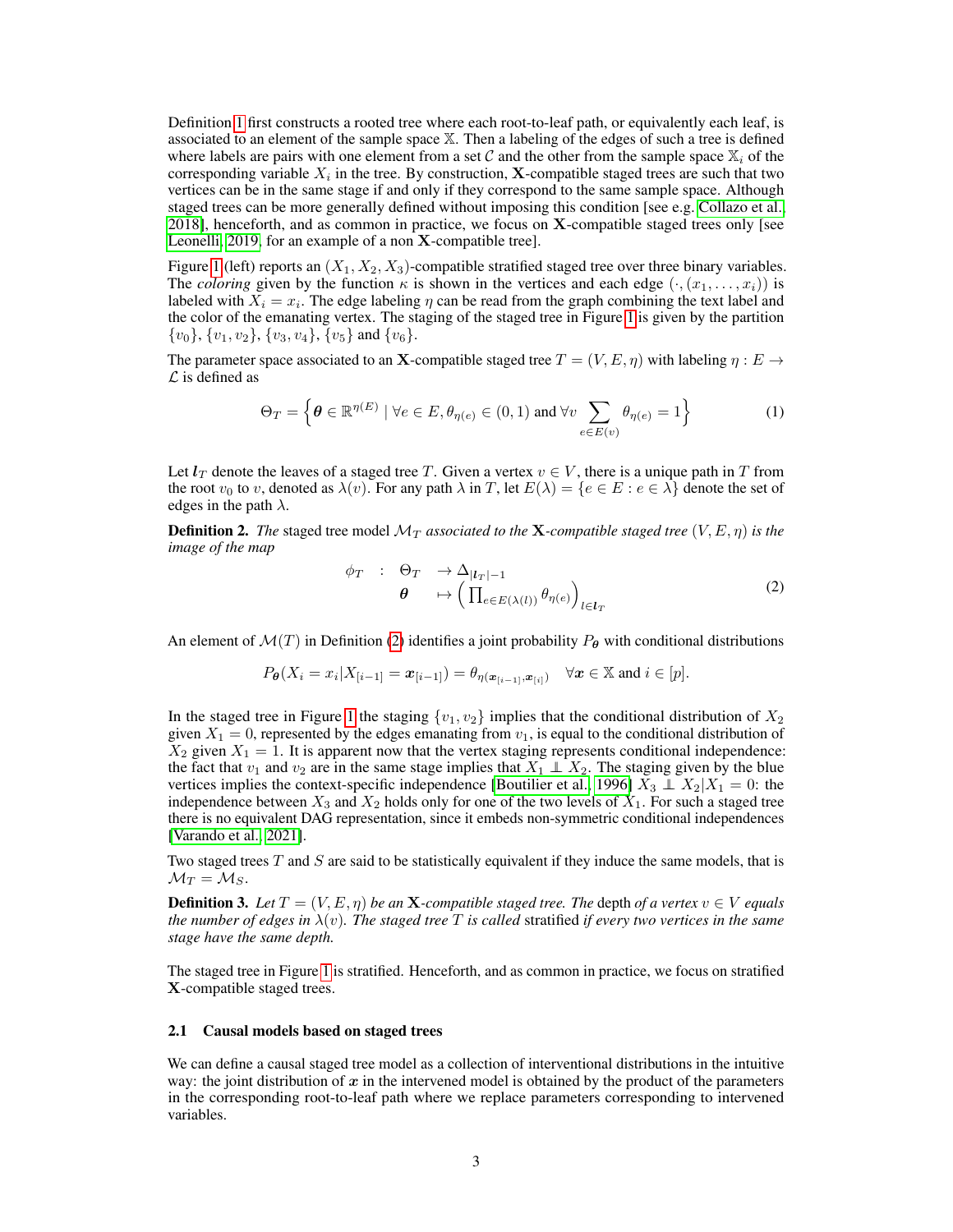Definition 1 first constructs a rooted tree where each root-to-leaf path, or equivalently each leaf, is associated to an element of the sample space $\mathbb{X}$. Then a labeling of the edges of such a tree is defined where labels are pairs with one element from a set $\mathcal{C}$ and the other from the sample space $\mathbb{X}_i$ of the corresponding variable $X_i$ in the tree. By construction, $\mathbf{X}$-compatible staged trees are such that two vertices can be in the same stage if and only if they correspond to the same sample space. Although staged trees can be more generally defined without imposing this condition [see e.g. Collazo et al., 2018], henceforth, and as common in practice, we focus on $\mathbf{X}$-compatible staged trees only [see Leonelli, 2019, for an example of a non $\mathbf{X}$-compatible tree].

Figure 1 (left) reports an $(X_1, X_2, X_3)$-compatible stratified staged tree over three binary variables. The *coloring* given by the function $\kappa$ is shown in the vertices and each edge $(\cdot, (x_1, \dots, x_i))$ is labeled with $X_i = x_i$. The edge labeling $\eta$ can be read from the graph combining the text label and the color of the emanating vertex. The staging of the staged tree in Figure 1 is given by the partition $\{v_0\}$, $\{v_1, v_2\}$, $\{v_3, v_4\}$, $\{v_5\}$ and $\{v_6\}$.

The parameter space associated to an $\mathbf{X}$-compatible staged tree $T = (V, E, \eta)$ with labeling $\eta : E \to \mathcal{L}$ is defined as

$$\Theta_T = \Big\{ \boldsymbol{\theta} \in \mathbb{R}^{\eta(E)} \mid \forall e \in E, \theta_{\eta(e)} \in (0,1) \text{ and } \forall v \sum_{e \in E(v)} \theta_{\eta(e)} = 1 \Big\} \tag{1}$$

Let $\boldsymbol{l}_T$ denote the leaves of a staged tree $T$. Given a vertex $v \in V$, there is a unique path in $T$ from the root $v_0$ to $v$, denoted as $\lambda(v)$. For any path $\lambda$ in $T$, let $E(\lambda) = \{e \in E : e \in \lambda\}$ denote the set of edges in the path $\lambda$.

**Definition 2.** *The* staged tree model $\mathcal{M}_T$ *associated to the* $\mathbf{X}$*-compatible staged tree* $(V, E, \eta)$ *is the image of the map*

$$\begin{aligned} \phi_T \quad : \quad & \Theta_T \quad \to \Delta_{|\boldsymbol{l}_T|-1} \\ & \boldsymbol{\theta} \qquad \mapsto \Big( \textstyle\prod_{e \in E(\lambda(l))} \theta_{\eta(e)} \Big)_{l \in \boldsymbol{l}_T} \end{aligned} \tag{2}$$

An element of $\mathcal{M}(T)$ in Definition (2) identifies a joint probability $P_{\boldsymbol{\theta}}$ with conditional distributions

$$P_{\boldsymbol{\theta}}(X_i = x_i | X_{[i-1]} = \boldsymbol{x}_{[i-1]}) = \theta_{\eta(\boldsymbol{x}_{[i-1]}, \boldsymbol{x}_{[i]})} \quad \forall \boldsymbol{x} \in \mathbb{X} \text{ and } i \in [p].$$

In the staged tree in Figure 1 the staging $\{v_1, v_2\}$ implies that the conditional distribution of $X_2$ given $X_1 = 0$, represented by the edges emanating from $v_1$, is equal to the conditional distribution of $X_2$ given $X_1 = 1$. It is apparent now that the vertex staging represents conditional independence: the fact that $v_1$ and $v_2$ are in the same stage implies that $X_1 \perp\!\!\!\perp X_2$. The staging given by the blue vertices implies the context-specific independence [Boutilier et al., 1996] $X_3 \perp\!\!\!\perp X_2 | X_1 = 0$: the independence between $X_3$ and $X_2$ holds only for one of the two levels of $X_1$. For such a staged tree there is no equivalent DAG representation, since it embeds non-symmetric conditional independences [Varando et al., 2021].

Two staged trees $T$ and $S$ are said to be statistically equivalent if they induce the same models, that is $\mathcal{M}_T = \mathcal{M}_S$.

**Definition 3.** *Let* $T = (V, E, \eta)$ *be an* $\mathbf{X}$*-compatible staged tree. The* depth *of a vertex* $v \in V$ *equals the number of edges in* $\lambda(v)$*. The staged tree* $T$ *is called* stratified *if every two vertices in the same stage have the same depth.*

The staged tree in Figure 1 is stratified. Henceforth, and as common in practice, we focus on stratified $\mathbf{X}$-compatible staged trees.

### 2.1 Causal models based on staged trees

We can define a causal staged tree model as a collection of interventional distributions in the intuitive way: the joint distribution of $\boldsymbol{x}$ in the intervened model is obtained by the product of the parameters in the corresponding root-to-leaf path where we replace parameters corresponding to intervened variables.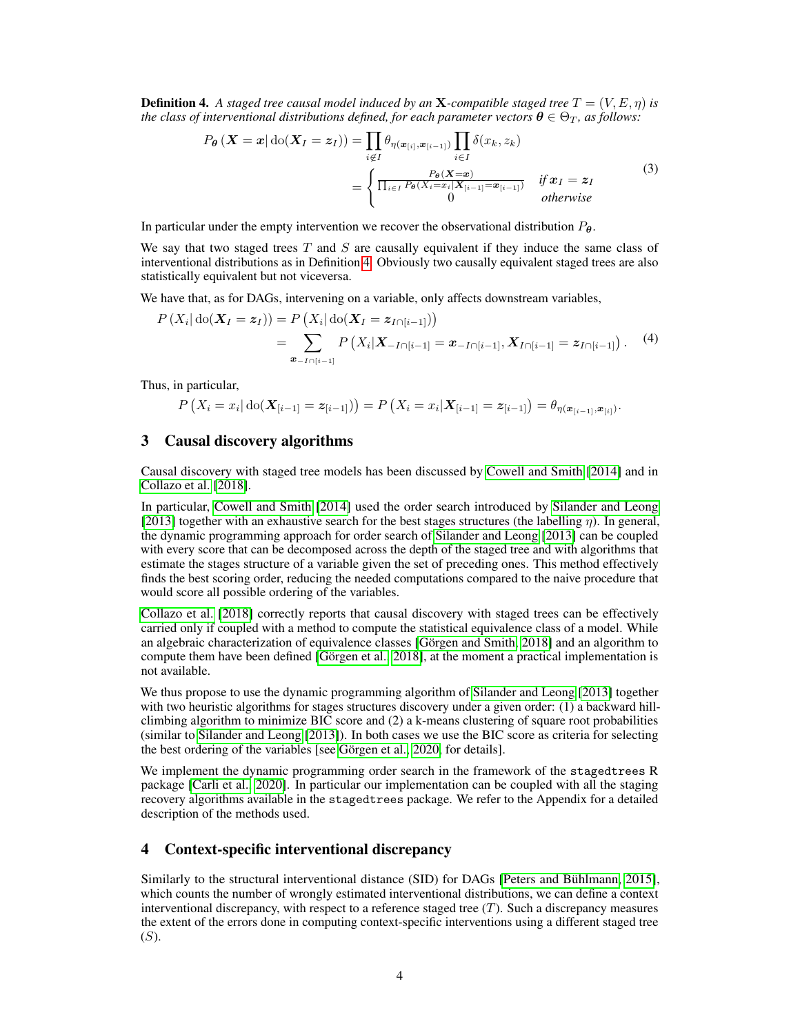**Definition 4.** *A staged tree causal model induced by an $\mathbf{X}$-compatible staged tree $T = (V, E, \eta)$ is the class of interventional distributions defined, for each parameter vectors $\boldsymbol{\theta} \in \Theta_T$, as follows:*

$$
\begin{aligned}
P_{\boldsymbol{\theta}}\left(\boldsymbol{X} = \boldsymbol{x} \mid \mathrm{do}(\boldsymbol{X}_I = \boldsymbol{z}_I)\right) &= \prod_{i \notin I} \theta_{\eta(\boldsymbol{x}_{[i]}, \boldsymbol{x}_{[i-1]})} \prod_{i \in I} \delta(x_k, z_k) \\
&= \begin{cases} \frac{P_{\boldsymbol{\theta}}(\boldsymbol{X} = \boldsymbol{x})}{\prod_{i \in I} P_{\boldsymbol{\theta}}(X_i = x_i | \boldsymbol{X}_{[i-1]} = \boldsymbol{x}_{[i-1]})} & \text{if } \boldsymbol{x}_I = \boldsymbol{z}_I \\ 0 & \text{otherwise} \end{cases}
\end{aligned}
\tag{3}
$$

In particular under the empty intervention we recover the observational distribution $P_{\boldsymbol{\theta}}$.

We say that two staged trees $T$ and $S$ are causally equivalent if they induce the same class of interventional distributions as in Definition 4. Obviously two causally equivalent staged trees are also statistically equivalent but not viceversa.

We have that, as for DAGs, intervening on a variable, only affects downstream variables,

$$
\begin{aligned}
P\left(X_i \mid \mathrm{do}(\boldsymbol{X}_I = \boldsymbol{z}_I)\right) &= P\left(X_i \mid \mathrm{do}(\boldsymbol{X}_I = \boldsymbol{z}_{I \cap [i-1]})\right) \\
&= \sum_{\boldsymbol{x}_{-I \cap [i-1]}} P\left(X_i | \boldsymbol{X}_{-I \cap [i-1]} = \boldsymbol{x}_{-I \cap [i-1]}, \boldsymbol{X}_{I \cap [i-1]} = \boldsymbol{z}_{I \cap [i-1]}\right).
\end{aligned}
\tag{4}
$$

Thus, in particular,

$$
P\left(X_i = x_i \mid \mathrm{do}(\boldsymbol{X}_{[i-1]} = \boldsymbol{z}_{[i-1]})\right) = P\left(X_i = x_i | \boldsymbol{X}_{[i-1]} = \boldsymbol{z}_{[i-1]}\right) = \theta_{\eta(\boldsymbol{x}_{[i-1]}, \boldsymbol{x}_{[i]})}.
$$

## 3 Causal discovery algorithms

Causal discovery with staged tree models has been discussed by Cowell and Smith [2014] and in Collazo et al. [2018].

In particular, Cowell and Smith [2014] used the order search introduced by Silander and Leong [2013] together with an exhaustive search for the best stages structures (the labelling $\eta$). In general, the dynamic programming approach for order search of Silander and Leong [2013] can be coupled with every score that can be decomposed across the depth of the staged tree and with algorithms that estimate the stages structure of a variable given the set of preceding ones. This method effectively finds the best scoring order, reducing the needed computations compared to the naive procedure that would score all possible ordering of the variables.

Collazo et al. [2018] correctly reports that causal discovery with staged trees can be effectively carried only if coupled with a method to compute the statistical equivalence class of a model. While an algebraic characterization of equivalence classes [Görgen and Smith, 2018] and an algorithm to compute them have been defined [Görgen et al., 2018], at the moment a practical implementation is not available.

We thus propose to use the dynamic programming algorithm of Silander and Leong [2013] together with two heuristic algorithms for stages structures discovery under a given order: (1) a backward hill-climbing algorithm to minimize BIC score and (2) a k-means clustering of square root probabilities (similar to Silander and Leong [2013]). In both cases we use the BIC score as criteria for selecting the best ordering of the variables [see Görgen et al., 2020, for details].

We implement the dynamic programming order search in the framework of the stagedtrees R package [Carli et al., 2020]. In particular our implementation can be coupled with all the staging recovery algorithms available in the stagedtrees package. We refer to the Appendix for a detailed description of the methods used.

## 4 Context-specific interventional discrepancy

Similarly to the structural interventional distance (SID) for DAGs [Peters and Bühlmann, 2015], which counts the number of wrongly estimated interventional distributions, we can define a context interventional discrepancy, with respect to a reference staged tree ($T$). Such a discrepancy measures the extent of the errors done in computing context-specific interventions using a different staged tree ($S$).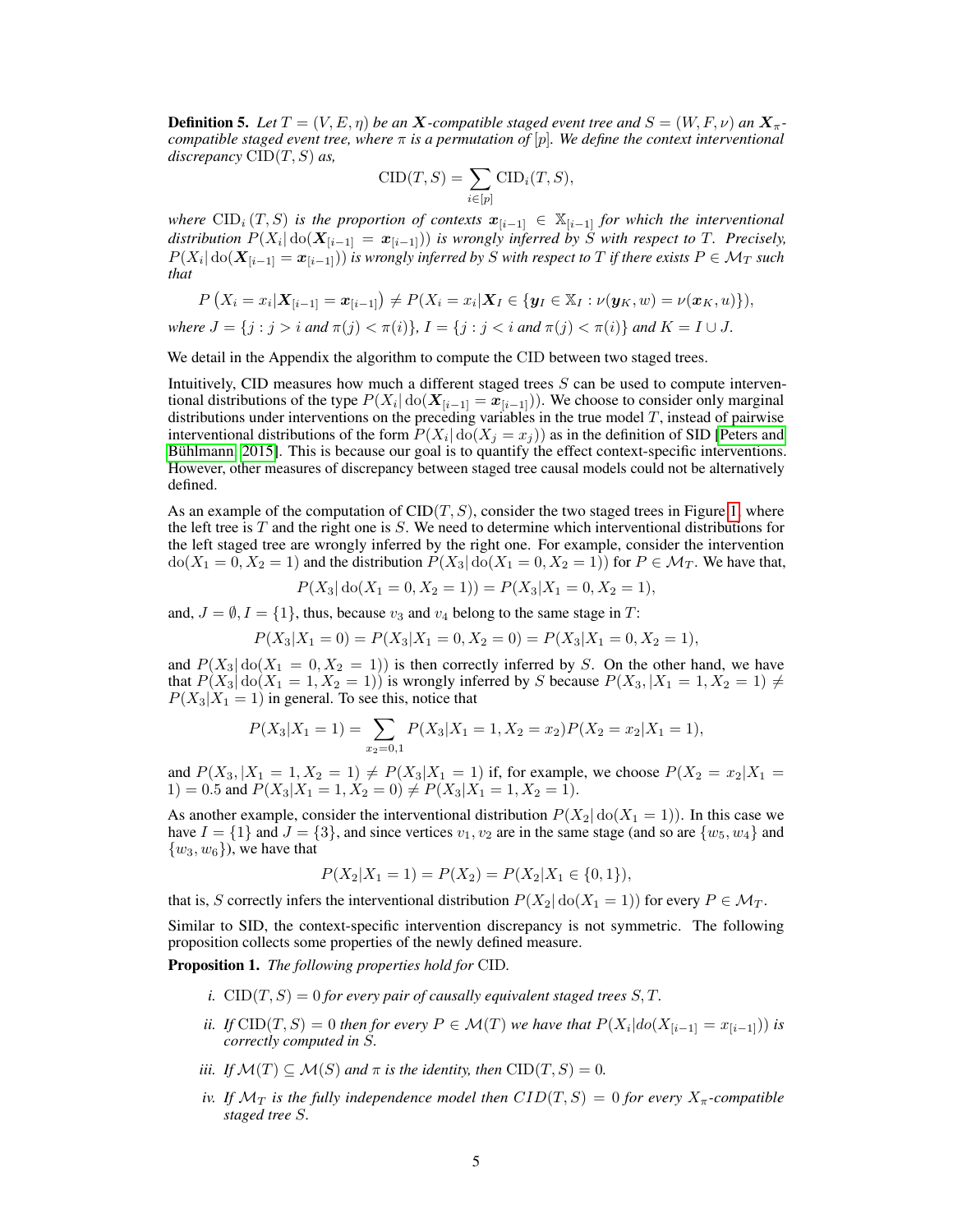**Definition 5.** *Let $T = (V, E, \eta)$ be an $\boldsymbol{X}$-compatible staged event tree and $S = (W, F, \nu)$ an $\boldsymbol{X}_\pi$-compatible staged event tree, where $\pi$ is a permutation of $[p]$. We define the context interventional discrepancy $\mathrm{CID}(T, S)$ as,*

$$\mathrm{CID}(T, S) = \sum_{i \in [p]} \mathrm{CID}_i(T, S),$$

*where $\mathrm{CID}_i(T, S)$ is the proportion of contexts $\boldsymbol{x}_{[i-1]} \in \mathbb{X}_{[i-1]}$ for which the interventional distribution $P(X_i | \operatorname{do}(\boldsymbol{X}_{[i-1]} = \boldsymbol{x}_{[i-1]}))$ is wrongly inferred by $S$ with respect to $T$. Precisely, $P(X_i | \operatorname{do}(\boldsymbol{X}_{[i-1]} = \boldsymbol{x}_{[i-1]}))$ is wrongly inferred by $S$ with respect to $T$ if there exists $P \in \mathcal{M}_T$ such that*

$$P\left(X_i = x_i | \boldsymbol{X}_{[i-1]} = \boldsymbol{x}_{[i-1]}\right) \neq P(X_i = x_i | \boldsymbol{X}_I \in \{\boldsymbol{y}_I \in \mathbb{X}_I : \nu(\boldsymbol{y}_K, w) = \nu(\boldsymbol{x}_K, u)\}),$$

*where $J = \{j : j > i \text{ and } \pi(j) < \pi(i)\}$, $I = \{j : j < i \text{ and } \pi(j) < \pi(i)\}$ and $K = I \cup J$.*

We detail in the Appendix the algorithm to compute the CID between two staged trees.

Intuitively, CID measures how much a different staged trees $S$ can be used to compute interventional distributions of the type $P(X_i | \operatorname{do}(\boldsymbol{X}_{[i-1]} = \boldsymbol{x}_{[i-1]}))$. We choose to consider only marginal distributions under interventions on the preceding variables in the true model $T$, instead of pairwise interventional distributions of the form $P(X_i | \operatorname{do}(X_j = x_j))$ as in the definition of SID [Peters and Bühlmann, 2015]. This is because our goal is to quantify the effect context-specific interventions. However, other measures of discrepancy between staged tree causal models could not be alternatively defined.

As an example of the computation of $\mathrm{CID}(T, S)$, consider the two staged trees in Figure 1, where the left tree is $T$ and the right one is $S$. We need to determine which interventional distributions for the left staged tree are wrongly inferred by the right one. For example, consider the intervention $\operatorname{do}(X_1 = 0, X_2 = 1)$ and the distribution $P(X_3 | \operatorname{do}(X_1 = 0, X_2 = 1))$ for $P \in \mathcal{M}_T$. We have that,

$$P(X_3 | \operatorname{do}(X_1 = 0, X_2 = 1)) = P(X_3 | X_1 = 0, X_2 = 1),$$

and, $J = \emptyset, I = \{1\}$, thus, because $v_3$ and $v_4$ belong to the same stage in $T$:

$$P(X_3 | X_1 = 0) = P(X_3 | X_1 = 0, X_2 = 0) = P(X_3 | X_1 = 0, X_2 = 1),$$

and $P(X_3 | \operatorname{do}(X_1 = 0, X_2 = 1))$ is then correctly inferred by $S$. On the other hand, we have that $P(X_3 | \operatorname{do}(X_1 = 1, X_2 = 1))$ is wrongly inferred by $S$ because $P(X_3, | X_1 = 1, X_2 = 1) \neq P(X_3 | X_1 = 1)$ in general. To see this, notice that

$$P(X_3 | X_1 = 1) = \sum_{x_2 = 0,1} P(X_3 | X_1 = 1, X_2 = x_2) P(X_2 = x_2 | X_1 = 1),$$

and $P(X_3, | X_1 = 1, X_2 = 1) \neq P(X_3 | X_1 = 1)$ if, for example, we choose $P(X_2 = x_2 | X_1 = 1) = 0.5$ and $P(X_3 | X_1 = 1, X_2 = 0) \neq P(X_3 | X_1 = 1, X_2 = 1)$.

As another example, consider the interventional distribution $P(X_2 | \operatorname{do}(X_1 = 1))$. In this case we have $I = \{1\}$ and $J = \{3\}$, and since vertices $v_1, v_2$ are in the same stage (and so are $\{w_5, w_4\}$ and $\{w_3, w_6\}$), we have that

$$P(X_2 | X_1 = 1) = P(X_2) = P(X_2 | X_1 \in \{0, 1\}),$$

that is, $S$ correctly infers the interventional distribution $P(X_2 | \operatorname{do}(X_1 = 1))$ for every $P \in \mathcal{M}_T$.

Similar to SID, the context-specific intervention discrepancy is not symmetric. The following proposition collects some properties of the newly defined measure.

**Proposition 1.** *The following properties hold for* CID.

*i.* $\mathrm{CID}(T, S) = 0$ *for every pair of causally equivalent staged trees $S, T$.*

*ii.* *If $\mathrm{CID}(T, S) = 0$ then for every $P \in \mathcal{M}(T)$ we have that $P(X_i | do(X_{[i-1]} = x_{[i-1]}))$ is correctly computed in $S$.*

*iii.* *If $\mathcal{M}(T) \subseteq \mathcal{M}(S)$ and $\pi$ is the identity, then $\mathrm{CID}(T, S) = 0$.*

*iv.* *If $\mathcal{M}_T$ is the fully independence model then $CID(T, S) = 0$ for every $X_\pi$-compatible staged tree $S$.*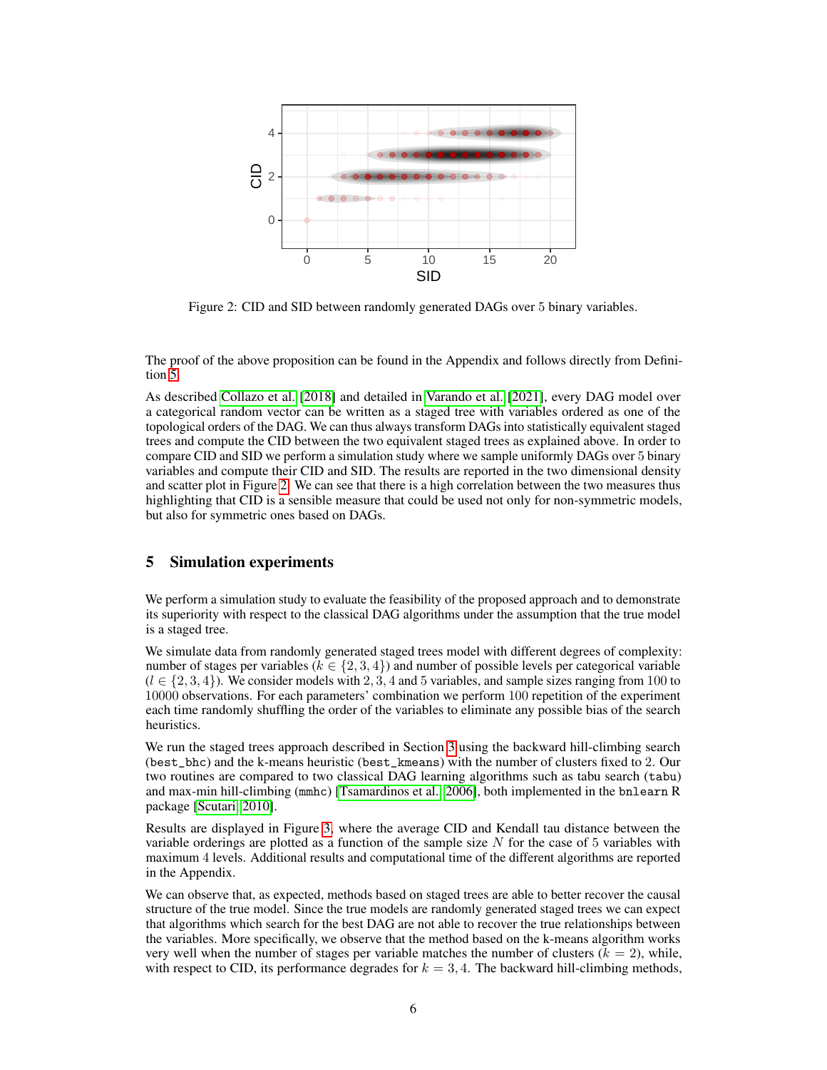Figure 2: CID and SID between randomly generated DAGs over 5 binary variables.

The proof of the above proposition can be found in the Appendix and follows directly from Definition 5.

As described Collazo et al. [2018] and detailed in Varando et al. [2021], every DAG model over a categorical random vector can be written as a staged tree with variables ordered as one of the topological orders of the DAG. We can thus always transform DAGs into statistically equivalent staged trees and compute the CID between the two equivalent staged trees as explained above. In order to compare CID and SID we perform a simulation study where we sample uniformly DAGs over 5 binary variables and compute their CID and SID. The results are reported in the two dimensional density and scatter plot in Figure 2. We can see that there is a high correlation between the two measures thus highlighting that CID is a sensible measure that could be used not only for non-symmetric models, but also for symmetric ones based on DAGs.

## 5 Simulation experiments

We perform a simulation study to evaluate the feasibility of the proposed approach and to demonstrate its superiority with respect to the classical DAG algorithms under the assumption that the true model is a staged tree.

We simulate data from randomly generated staged trees model with different degrees of complexity: number of stages per variables ($k \in \{2, 3, 4\}$) and number of possible levels per categorical variable ($l \in \{2, 3, 4\}$). We consider models with 2, 3, 4 and 5 variables, and sample sizes ranging from 100 to 10000 observations. For each parameters' combination we perform 100 repetition of the experiment each time randomly shuffling the order of the variables to eliminate any possible bias of the search heuristics.

We run the staged trees approach described in Section 3 using the backward hill-climbing search (`best_bhc`) and the k-means heuristic (`best_kmeans`) with the number of clusters fixed to 2. Our two routines are compared to two classical DAG learning algorithms such as tabu search (`tabu`) and max-min hill-climbing (`mmhc`) [Tsamardinos et al., 2006], both implemented in the `bnlearn` R package [Scutari, 2010].

Results are displayed in Figure 3, where the average CID and Kendall tau distance between the variable orderings are plotted as a function of the sample size $N$ for the case of 5 variables with maximum 4 levels. Additional results and computational time of the different algorithms are reported in the Appendix.

We can observe that, as expected, methods based on staged trees are able to better recover the causal structure of the true model. Since the true models are randomly generated staged trees we can expect that algorithms which search for the best DAG are not able to recover the true relationships between the variables. More specifically, we observe that the method based on the k-means algorithm works very well when the number of stages per variable matches the number of clusters ($k = 2$), while, with respect to CID, its performance degrades for $k = 3, 4$. The backward hill-climbing methods,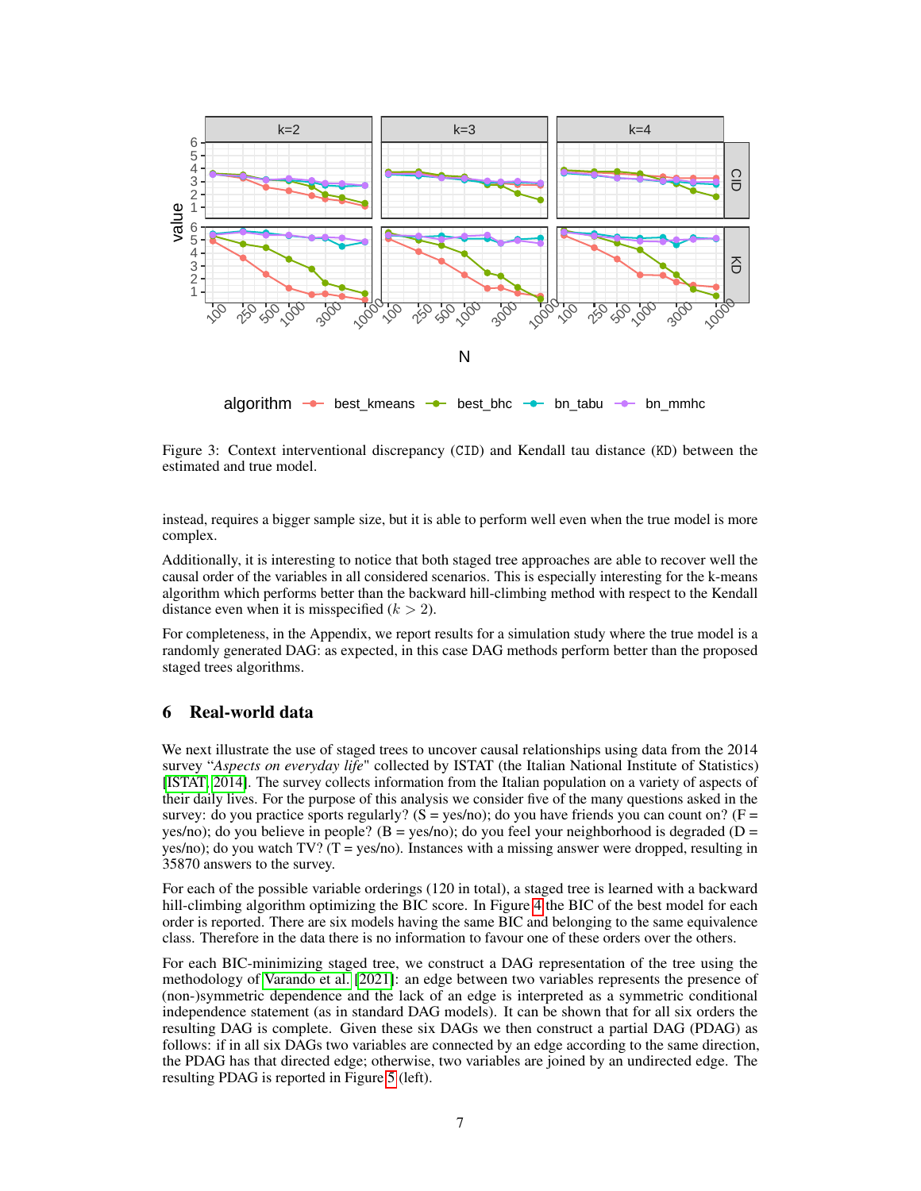Figure 3: Context interventional discrepancy (CID) and Kendall tau distance (KD) between the estimated and true model.

instead, requires a bigger sample size, but it is able to perform well even when the true model is more complex.

Additionally, it is interesting to notice that both staged tree approaches are able to recover well the causal order of the variables in all considered scenarios. This is especially interesting for the k-means algorithm which performs better than the backward hill-climbing method with respect to the Kendall distance even when it is misspecified ($k > 2$).

For completeness, in the Appendix, we report results for a simulation study where the true model is a randomly generated DAG: as expected, in this case DAG methods perform better than the proposed staged trees algorithms.

## 6 Real-world data

We next illustrate the use of staged trees to uncover causal relationships using data from the 2014 survey "*Aspects on everyday life*" collected by ISTAT (the Italian National Institute of Statistics) [ISTAT, 2014]. The survey collects information from the Italian population on a variety of aspects of their daily lives. For the purpose of this analysis we consider five of the many questions asked in the survey: do you practice sports regularly? (S = yes/no); do you have friends you can count on? (F = yes/no); do you believe in people? (B = yes/no); do you feel your neighborhood is degraded (D = yes/no); do you watch TV? (T = yes/no). Instances with a missing answer were dropped, resulting in 35870 answers to the survey.

For each of the possible variable orderings (120 in total), a staged tree is learned with a backward hill-climbing algorithm optimizing the BIC score. In Figure 4 the BIC of the best model for each order is reported. There are six models having the same BIC and belonging to the same equivalence class. Therefore in the data there is no information to favour one of these orders over the others.

For each BIC-minimizing staged tree, we construct a DAG representation of the tree using the methodology of Varando et al. [2021]: an edge between two variables represents the presence of (non-)symmetric dependence and the lack of an edge is interpreted as a symmetric conditional independence statement (as in standard DAG models). It can be shown that for all six orders the resulting DAG is complete. Given these six DAGs we then construct a partial DAG (PDAG) as follows: if in all six DAGs two variables are connected by an edge according to the same direction, the PDAG has that directed edge; otherwise, two variables are joined by an undirected edge. The resulting PDAG is reported in Figure 5 (left).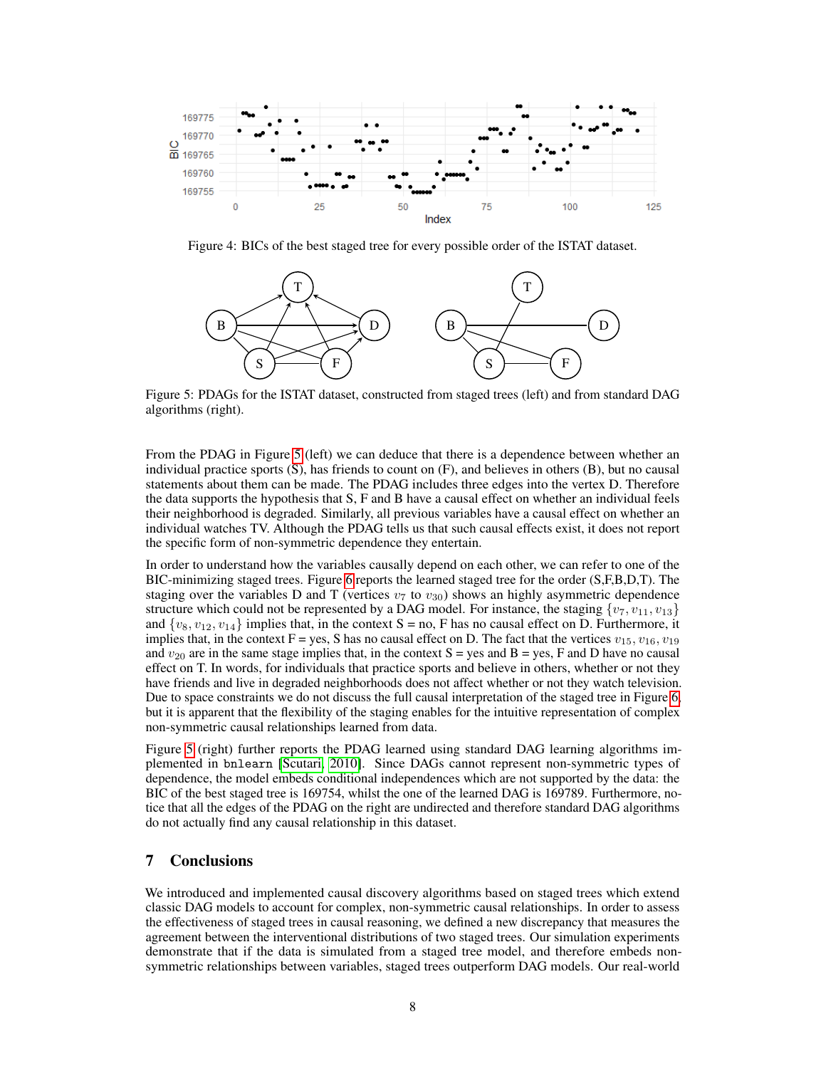Figure 4: BICs of the best staged tree for every possible order of the ISTAT dataset.

Figure 5: PDAGs for the ISTAT dataset, constructed from staged trees (left) and from standard DAG algorithms (right).

From the PDAG in Figure 5 (left) we can deduce that there is a dependence between whether an individual practice sports (S), has friends to count on (F), and believes in others (B), but no causal statements about them can be made. The PDAG includes three edges into the vertex D. Therefore the data supports the hypothesis that S, F and B have a causal effect on whether an individual feels their neighborhood is degraded. Similarly, all previous variables have a causal effect on whether an individual watches TV. Although the PDAG tells us that such causal effects exist, it does not report the specific form of non-symmetric dependence they entertain.

In order to understand how the variables causally depend on each other, we can refer to one of the BIC-minimizing staged trees. Figure 6 reports the learned staged tree for the order (S,F,B,D,T). The staging over the variables D and T (vertices $v_7$ to $v_{30}$) shows an highly asymmetric dependence structure which could not be represented by a DAG model. For instance, the staging $\{v_7, v_{11}, v_{13}\}$ and $\{v_8, v_{12}, v_{14}\}$ implies that, in the context S = no, F has no causal effect on D. Furthermore, it implies that, in the context F = yes, S has no causal effect on D. The fact that the vertices $v_{15}, v_{16}, v_{19}$ and $v_{20}$ are in the same stage implies that, in the context S = yes and B = yes, F and D have no causal effect on T. In words, for individuals that practice sports and believe in others, whether or not they have friends and live in degraded neighborhoods does not affect whether or not they watch television. Due to space constraints we do not discuss the full causal interpretation of the staged tree in Figure 6, but it is apparent that the flexibility of the staging enables for the intuitive representation of complex non-symmetric causal relationships learned from data.

Figure 5 (right) further reports the PDAG learned using standard DAG learning algorithms implemented in `bnlearn` [Scutari, 2010]. Since DAGs cannot represent non-symmetric types of dependence, the model embeds conditional independences which are not supported by the data: the BIC of the best staged tree is 169754, whilst the one of the learned DAG is 169789. Furthermore, notice that all the edges of the PDAG on the right are undirected and therefore standard DAG algorithms do not actually find any causal relationship in this dataset.

## 7 Conclusions

We introduced and implemented causal discovery algorithms based on staged trees which extend classic DAG models to account for complex, non-symmetric causal relationships. In order to assess the effectiveness of staged trees in causal reasoning, we defined a new discrepancy that measures the agreement between the interventional distributions of two staged trees. Our simulation experiments demonstrate that if the data is simulated from a staged tree model, and therefore embeds non-symmetric relationships between variables, staged trees outperform DAG models. Our real-world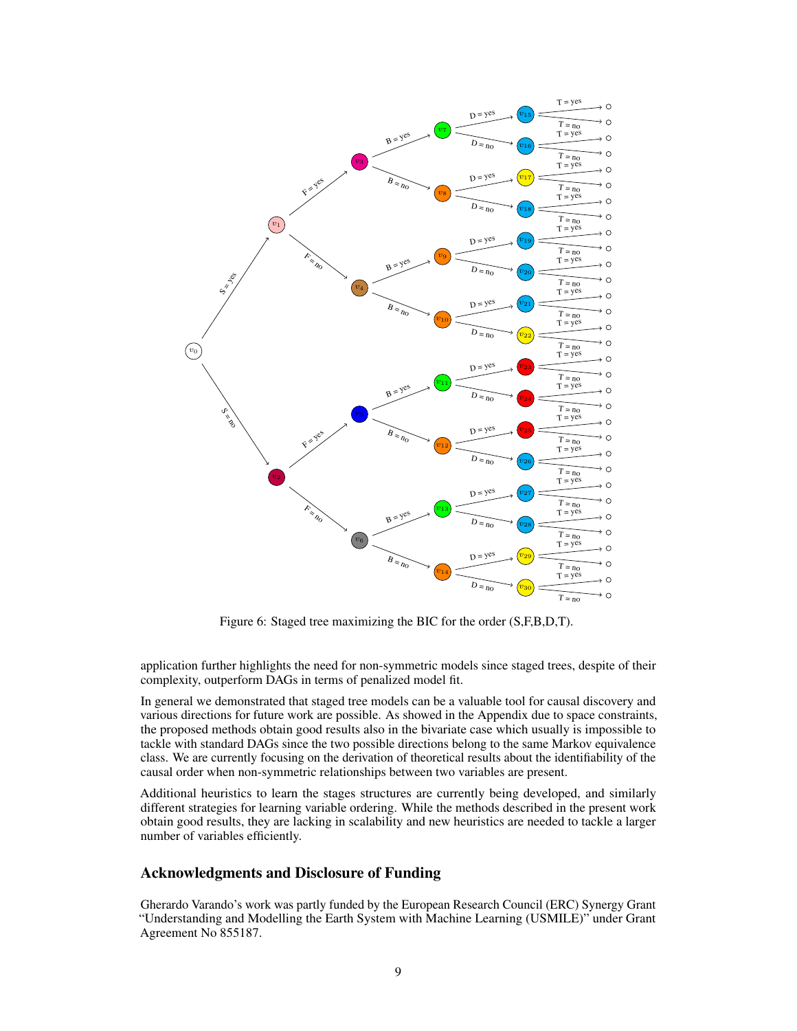Figure 6: Staged tree maximizing the BIC for the order (S,F,B,D,T).

application further highlights the need for non-symmetric models since staged trees, despite of their complexity, outperform DAGs in terms of penalized model fit.

In general we demonstrated that staged tree models can be a valuable tool for causal discovery and various directions for future work are possible. As showed in the Appendix due to space constraints, the proposed methods obtain good results also in the bivariate case which usually is impossible to tackle with standard DAGs since the two possible directions belong to the same Markov equivalence class. We are currently focusing on the derivation of theoretical results about the identifiability of the causal order when non-symmetric relationships between two variables are present.

Additional heuristics to learn the stages structures are currently being developed, and similarly different strategies for learning variable ordering. While the methods described in the present work obtain good results, they are lacking in scalability and new heuristics are needed to tackle a larger number of variables efficiently.

## Acknowledgments and Disclosure of Funding

Gherardo Varando's work was partly funded by the European Research Council (ERC) Synergy Grant "Understanding and Modelling the Earth System with Machine Learning (USMILE)" under Grant Agreement No 855187.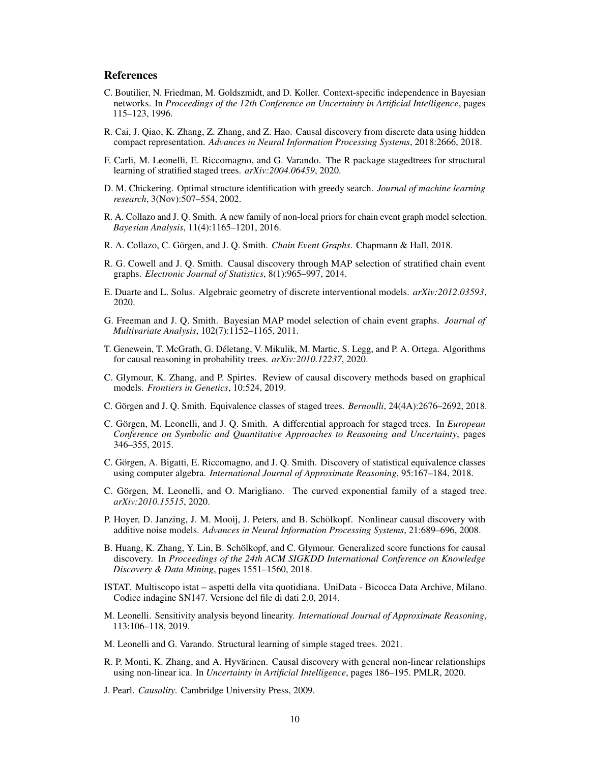## References

C. Boutilier, N. Friedman, M. Goldszmidt, and D. Koller. Context-specific independence in Bayesian networks. In *Proceedings of the 12th Conference on Uncertainty in Artificial Intelligence*, pages 115–123, 1996.

R. Cai, J. Qiao, K. Zhang, Z. Zhang, and Z. Hao. Causal discovery from discrete data using hidden compact representation. *Advances in Neural Information Processing Systems*, 2018:2666, 2018.

F. Carli, M. Leonelli, E. Riccomagno, and G. Varando. The R package stagedtrees for structural learning of stratified staged trees. *arXiv:2004.06459*, 2020.

D. M. Chickering. Optimal structure identification with greedy search. *Journal of machine learning research*, 3(Nov):507–554, 2002.

R. A. Collazo and J. Q. Smith. A new family of non-local priors for chain event graph model selection. *Bayesian Analysis*, 11(4):1165–1201, 2016.

R. A. Collazo, C. Görgen, and J. Q. Smith. *Chain Event Graphs*. Chapmann & Hall, 2018.

R. G. Cowell and J. Q. Smith. Causal discovery through MAP selection of stratified chain event graphs. *Electronic Journal of Statistics*, 8(1):965–997, 2014.

E. Duarte and L. Solus. Algebraic geometry of discrete interventional models. *arXiv:2012.03593*, 2020.

G. Freeman and J. Q. Smith. Bayesian MAP model selection of chain event graphs. *Journal of Multivariate Analysis*, 102(7):1152–1165, 2011.

T. Genewein, T. McGrath, G. Déletang, V. Mikulik, M. Martic, S. Legg, and P. A. Ortega. Algorithms for causal reasoning in probability trees. *arXiv:2010.12237*, 2020.

C. Glymour, K. Zhang, and P. Spirtes. Review of causal discovery methods based on graphical models. *Frontiers in Genetics*, 10:524, 2019.

C. Görgen and J. Q. Smith. Equivalence classes of staged trees. *Bernoulli*, 24(4A):2676–2692, 2018.

C. Görgen, M. Leonelli, and J. Q. Smith. A differential approach for staged trees. In *European Conference on Symbolic and Quantitative Approaches to Reasoning and Uncertainty*, pages 346–355, 2015.

C. Görgen, A. Bigatti, E. Riccomagno, and J. Q. Smith. Discovery of statistical equivalence classes using computer algebra. *International Journal of Approximate Reasoning*, 95:167–184, 2018.

C. Görgen, M. Leonelli, and O. Marigliano. The curved exponential family of a staged tree. *arXiv:2010.15515*, 2020.

P. Hoyer, D. Janzing, J. M. Mooij, J. Peters, and B. Schölkopf. Nonlinear causal discovery with additive noise models. *Advances in Neural Information Processing Systems*, 21:689–696, 2008.

B. Huang, K. Zhang, Y. Lin, B. Schölkopf, and C. Glymour. Generalized score functions for causal discovery. In *Proceedings of the 24th ACM SIGKDD International Conference on Knowledge Discovery & Data Mining*, pages 1551–1560, 2018.

ISTAT. Multiscopo istat – aspetti della vita quotidiana. UniData - Bicocca Data Archive, Milano. Codice indagine SN147. Versione del file di dati 2.0, 2014.

M. Leonelli. Sensitivity analysis beyond linearity. *International Journal of Approximate Reasoning*, 113:106–118, 2019.

M. Leonelli and G. Varando. Structural learning of simple staged trees. 2021.

R. P. Monti, K. Zhang, and A. Hyvärinen. Causal discovery with general non-linear relationships using non-linear ica. In *Uncertainty in Artificial Intelligence*, pages 186–195. PMLR, 2020.

J. Pearl. *Causality*. Cambridge University Press, 2009.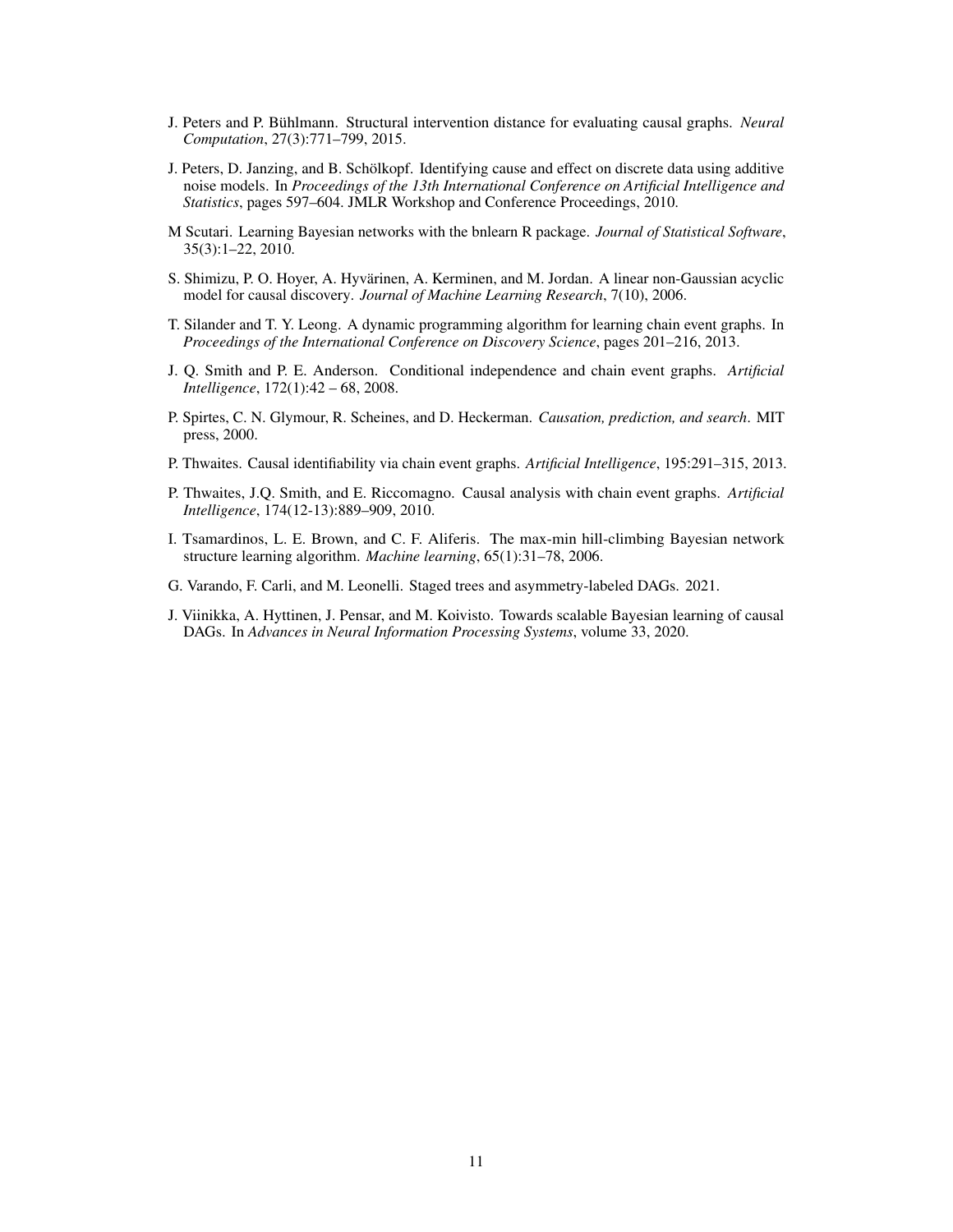J. Peters and P. Bühlmann. Structural intervention distance for evaluating causal graphs. *Neural Computation*, 27(3):771–799, 2015.

J. Peters, D. Janzing, and B. Schölkopf. Identifying cause and effect on discrete data using additive noise models. In *Proceedings of the 13th International Conference on Artificial Intelligence and Statistics*, pages 597–604. JMLR Workshop and Conference Proceedings, 2010.

M Scutari. Learning Bayesian networks with the bnlearn R package. *Journal of Statistical Software*, 35(3):1–22, 2010.

S. Shimizu, P. O. Hoyer, A. Hyvärinen, A. Kerminen, and M. Jordan. A linear non-Gaussian acyclic model for causal discovery. *Journal of Machine Learning Research*, 7(10), 2006.

T. Silander and T. Y. Leong. A dynamic programming algorithm for learning chain event graphs. In *Proceedings of the International Conference on Discovery Science*, pages 201–216, 2013.

J. Q. Smith and P. E. Anderson. Conditional independence and chain event graphs. *Artificial Intelligence*, 172(1):42 – 68, 2008.

P. Spirtes, C. N. Glymour, R. Scheines, and D. Heckerman. *Causation, prediction, and search*. MIT press, 2000.

P. Thwaites. Causal identifiability via chain event graphs. *Artificial Intelligence*, 195:291–315, 2013.

P. Thwaites, J.Q. Smith, and E. Riccomagno. Causal analysis with chain event graphs. *Artificial Intelligence*, 174(12-13):889–909, 2010.

I. Tsamardinos, L. E. Brown, and C. F. Aliferis. The max-min hill-climbing Bayesian network structure learning algorithm. *Machine learning*, 65(1):31–78, 2006.

G. Varando, F. Carli, and M. Leonelli. Staged trees and asymmetry-labeled DAGs. 2021.

J. Viinikka, A. Hyttinen, J. Pensar, and M. Koivisto. Towards scalable Bayesian learning of causal DAGs. In *Advances in Neural Information Processing Systems*, volume 33, 2020.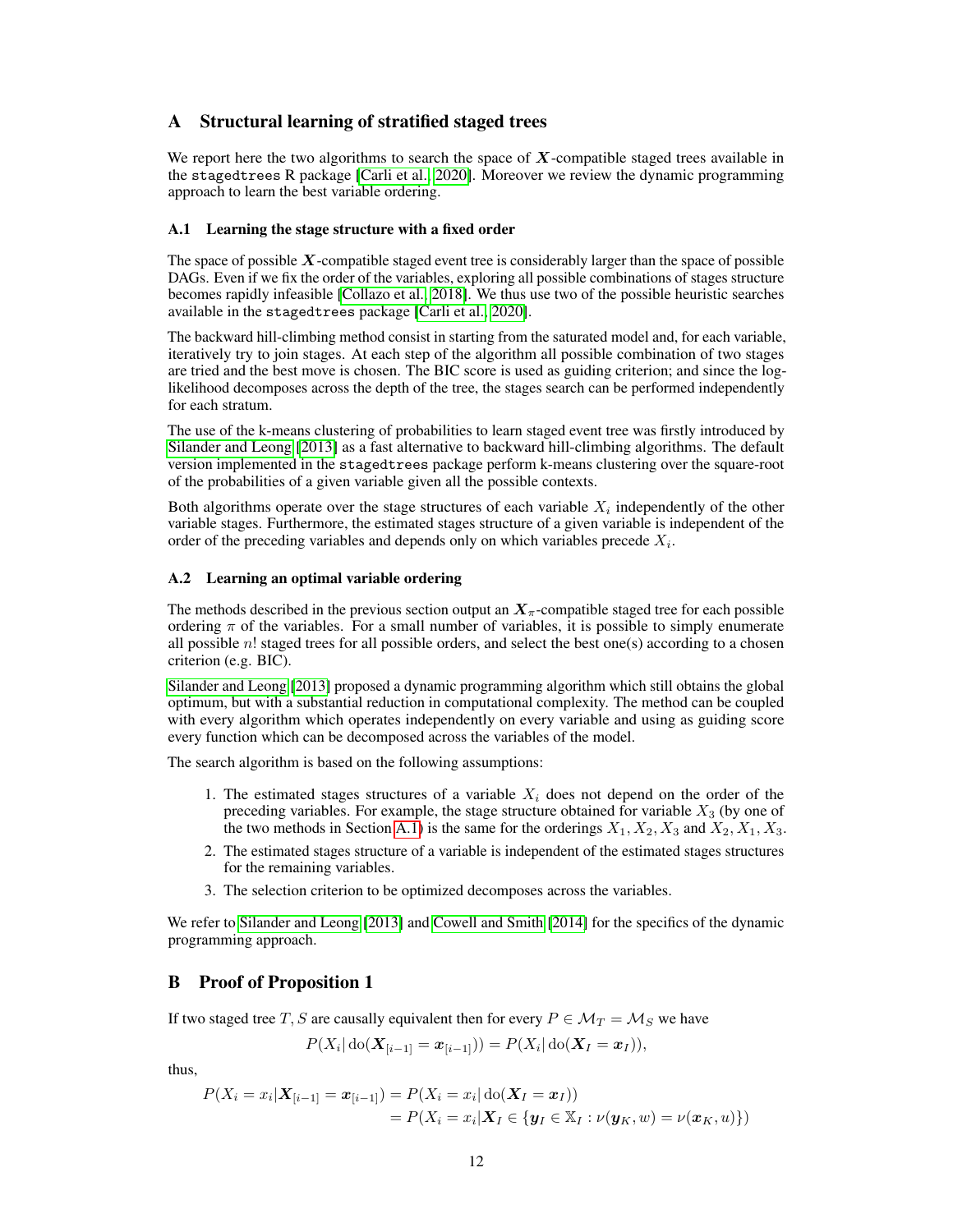# A Structural learning of stratified staged trees

We report here the two algorithms to search the space of $\boldsymbol{X}$-compatible staged trees available in the `stagedtrees` R package [Carli et al., 2020]. Moreover we review the dynamic programming approach to learn the best variable ordering.

### A.1 Learning the stage structure with a fixed order

The space of possible $\boldsymbol{X}$-compatible staged event tree is considerably larger than the space of possible DAGs. Even if we fix the order of the variables, exploring all possible combinations of stages structure becomes rapidly infeasible [Collazo et al., 2018]. We thus use two of the possible heuristic searches available in the `stagedtrees` package [Carli et al., 2020].

The backward hill-climbing method consist in starting from the saturated model and, for each variable, iteratively try to join stages. At each step of the algorithm all possible combination of two stages are tried and the best move is chosen. The BIC score is used as guiding criterion; and since the log-likelihood decomposes across the depth of the tree, the stages search can be performed independently for each stratum.

The use of the k-means clustering of probabilities to learn staged event tree was firstly introduced by Silander and Leong [2013] as a fast alternative to backward hill-climbing algorithms. The default version implemented in the `stagedtrees` package perform k-means clustering over the square-root of the probabilities of a given variable given all the possible contexts.

Both algorithms operate over the stage structures of each variable $X_i$ independently of the other variable stages. Furthermore, the estimated stages structure of a given variable is independent of the order of the preceding variables and depends only on which variables precede $X_i$.

### A.2 Learning an optimal variable ordering

The methods described in the previous section output an $\boldsymbol{X}_\pi$-compatible staged tree for each possible ordering $\pi$ of the variables. For a small number of variables, it is possible to simply enumerate all possible $n!$ staged trees for all possible orders, and select the best one(s) according to a chosen criterion (e.g. BIC).

Silander and Leong [2013] proposed a dynamic programming algorithm which still obtains the global optimum, but with a substantial reduction in computational complexity. The method can be coupled with every algorithm which operates independently on every variable and using as guiding score every function which can be decomposed across the variables of the model.

The search algorithm is based on the following assumptions:

1. The estimated stages structures of a variable $X_i$ does not depend on the order of the preceding variables. For example, the stage structure obtained for variable $X_3$ (by one of the two methods in Section A.1) is the same for the orderings $X_1, X_2, X_3$ and $X_2, X_1, X_3$.
2. The estimated stages structure of a variable is independent of the estimated stages structures for the remaining variables.
3. The selection criterion to be optimized decomposes across the variables.

We refer to Silander and Leong [2013] and Cowell and Smith [2014] for the specifics of the dynamic programming approach.

# B Proof of Proposition 1

If two staged tree $T, S$ are causally equivalent then for every $P \in \mathcal{M}_T = \mathcal{M}_S$ we have

$$P(X_i | \operatorname{do}(\boldsymbol{X}_{[i-1]} = \boldsymbol{x}_{[i-1]})) = P(X_i | \operatorname{do}(\boldsymbol{X}_I = \boldsymbol{x}_I)),$$

thus,

$$\begin{aligned} P(X_i = x_i | \boldsymbol{X}_{[i-1]} = \boldsymbol{x}_{[i-1]}) &= P(X_i = x_i | \operatorname{do}(\boldsymbol{X}_I = \boldsymbol{x}_I)) \\ &= P(X_i = x_i | \boldsymbol{X}_I \in \{\boldsymbol{y}_I \in \mathbb{X}_I : \nu(\boldsymbol{y}_K, w) = \nu(\boldsymbol{x}_K, u)\}) \end{aligned}$$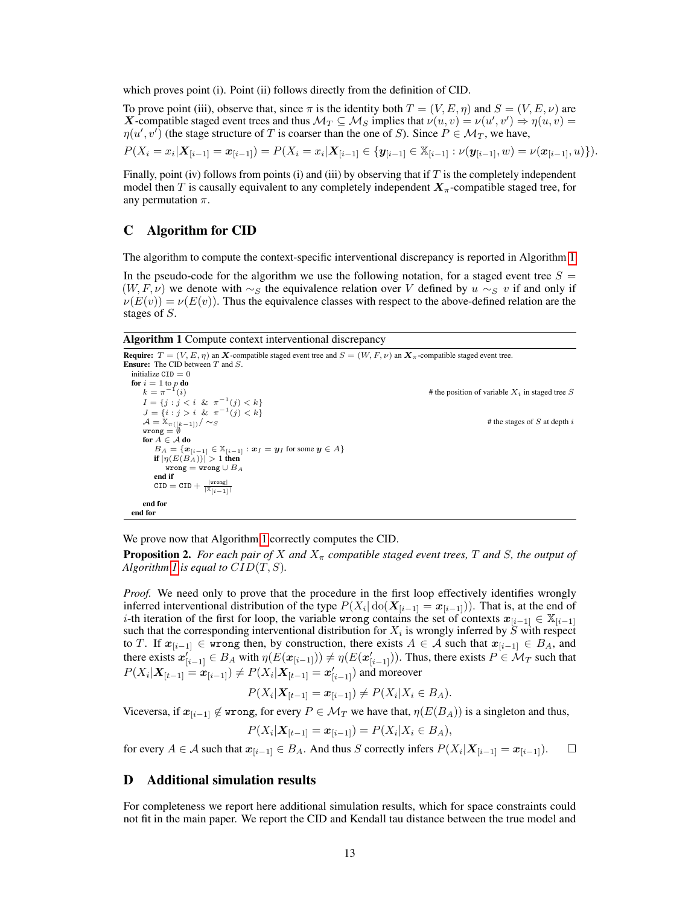which proves point (i). Point (ii) follows directly from the definition of CID.

To prove point (iii), observe that, since $\pi$ is the identity both $T = (V, E, \eta)$ and $S = (V, E, \nu)$ are $\boldsymbol{X}$-compatible staged event trees and thus $\mathcal{M}_T \subseteq \mathcal{M}_S$ implies that $\nu(u, v) = \nu(u', v') \Rightarrow \eta(u, v) = \eta(u', v')$ (the stage structure of $T$ is coarser than the one of $S$). Since $P \in \mathcal{M}_T$, we have,

$$P(X_i = x_i | \boldsymbol{X}_{[i-1]} = \boldsymbol{x}_{[i-1]}) = P(X_i = x_i | \boldsymbol{X}_{[i-1]} \in \{\boldsymbol{y}_{[i-1]} \in \mathbb{X}_{[i-1]} : \nu(\boldsymbol{y}_{[i-1]}, w) = \nu(\boldsymbol{x}_{[i-1]}, u)\}).$$

Finally, point (iv) follows from points (i) and (iii) by observing that if $T$ is the completely independent model then $T$ is causally equivalent to any completely independent $\boldsymbol{X}_\pi$-compatible staged tree, for any permutation $\pi$.

## C Algorithm for CID

The algorithm to compute the context-specific interventional discrepancy is reported in Algorithm 1.

In the pseudo-code for the algorithm we use the following notation, for a staged event tree $S = (W, F, \nu)$ we denote with $\sim_S$ the equivalence relation over $V$ defined by $u \sim_S v$ if and only if $\nu(E(v)) = \nu(E(v))$. Thus the equivalence classes with respect to the above-defined relation are the stages of $S$.

**Algorithm 1** Compute context interventional discrepancy

**Require:** $T = (V, E, \eta)$ an $\boldsymbol{X}$-compatible staged event tree and $S = (W, F, \nu)$ an $\boldsymbol{X}_\pi$-compatible staged event tree.
**Ensure:** The CID between $T$ and $S$.

```
initialize CID = 0
for i = 1 to p do
    k = π^{-1}(i)                                  # the position of variable X_i in staged tree S
    I = {j : j < i  &  π^{-1}(j) < k}
    J = {i : j > i  &  π^{-1}(j) < k}
    A = X_{π([k-1])} / ~_S                          # the stages of S at depth i
    wrong = ∅
    for A ∈ A do
        B_A = {x_[i-1] ∈ X_[i-1] : x_I = y_I for some y ∈ A}
        if |η(E(B_A))| > 1 then
            wrong = wrong ∪ B_A
        end if
        CID = CID + |wrong| / |X_[i-1]|
    end for
end for
```

We prove now that Algorithm 1 correctly computes the CID.

**Proposition 2.** *For each pair of $X$ and $X_\pi$ compatible staged event trees, $T$ and $S$, the output of Algorithm 1 is equal to $CID(T, S)$.*

*Proof.* We need only to prove that the procedure in the first loop effectively identifies wrongly inferred interventional distribution of the type $P(X_i | \operatorname{do}(\boldsymbol{X}_{[i-1]} = \boldsymbol{x}_{[i-1]}))$. That is, at the end of $i$-th iteration of the first for loop, the variable `wrong` contains the set of contexts $\boldsymbol{x}_{[i-1]} \in \mathbb{X}_{[i-1]}$ such that the corresponding interventional distribution for $X_i$ is wrongly inferred by $S$ with respect to $T$. If $\boldsymbol{x}_{[i-1]} \in$ `wrong` then, by construction, there exists $A \in \mathcal{A}$ such that $\boldsymbol{x}_{[i-1]} \in B_A$, and there exists $\boldsymbol{x}'_{[i-1]} \in B_A$ with $\eta(E(\boldsymbol{x}_{[i-1]})) \neq \eta(E(\boldsymbol{x}'_{[i-1]}))$. Thus, there exists $P \in \mathcal{M}_T$ such that $P(X_i | \boldsymbol{X}_{[t-1]} = \boldsymbol{x}_{[i-1]}) \neq P(X_i | \boldsymbol{X}_{[t-1]} = \boldsymbol{x}'_{[i-1]})$ and moreover

$$P(X_i | \boldsymbol{X}_{[t-1]} = \boldsymbol{x}_{[i-1]}) \neq P(X_i | X_i \in B_A).$$

Viceversa, if $\boldsymbol{x}_{[i-1]} \not\in$ `wrong`, for every $P \in \mathcal{M}_T$ we have that, $\eta(E(B_A))$ is a singleton and thus,

$$P(X_i | \boldsymbol{X}_{[t-1]} = \boldsymbol{x}_{[i-1]}) = P(X_i | X_i \in B_A),$$

for every $A \in \mathcal{A}$ such that $\boldsymbol{x}_{[i-1]} \in B_A$. And thus $S$ correctly infers $P(X_i | \boldsymbol{X}_{[i-1]} = \boldsymbol{x}_{[i-1]})$. $\square$

## D Additional simulation results

For completeness we report here additional simulation results, which for space constraints could not fit in the main paper. We report the CID and Kendall tau distance between the true model and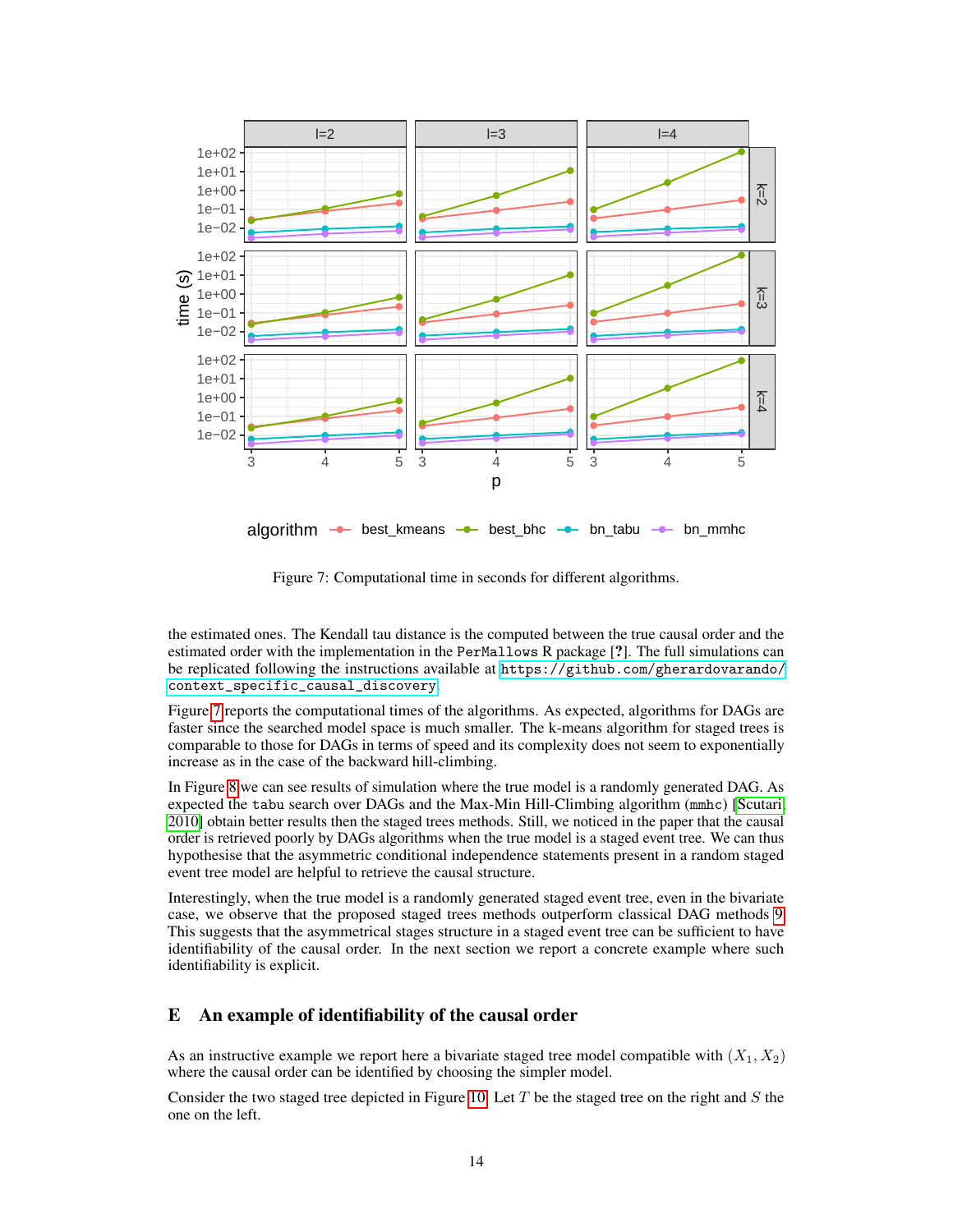Figure 7: Computational time in seconds for different algorithms.

the estimated ones. The Kendall tau distance is the computed between the true causal order and the estimated order with the implementation in the PerMallows R package [?]. The full simulations can be replicated following the instructions available at https://github.com/gherardovarando/context_specific_causal_discovery.

Figure 7 reports the computational times of the algorithms. As expected, algorithms for DAGs are faster since the searched model space is much smaller. The k-means algorithm for staged trees is comparable to those for DAGs in terms of speed and its complexity does not seem to exponentially increase as in the case of the backward hill-climbing.

In Figure 8 we can see results of simulation where the true model is a randomly generated DAG. As expected the tabu search over DAGs and the Max-Min Hill-Climbing algorithm (mmhc) [Scutari, 2010] obtain better results then the staged trees methods. Still, we noticed in the paper that the causal order is retrieved poorly by DAGs algorithms when the true model is a staged event tree. We can thus hypothesise that the asymmetric conditional independence statements present in a random staged event tree model are helpful to retrieve the causal structure.

Interestingly, when the true model is a randomly generated staged event tree, even in the bivariate case, we observe that the proposed staged trees methods outperform classical DAG methods 9. This suggests that the asymmetrical stages structure in a staged event tree can be sufficient to have identifiability of the causal order. In the next section we report a concrete example where such identifiability is explicit.

## E An example of identifiability of the causal order

As an instructive example we report here a bivariate staged tree model compatible with $(X_1, X_2)$ where the causal order can be identified by choosing the simpler model.

Consider the two staged tree depicted in Figure 10. Let $T$ be the staged tree on the right and $S$ the one on the left.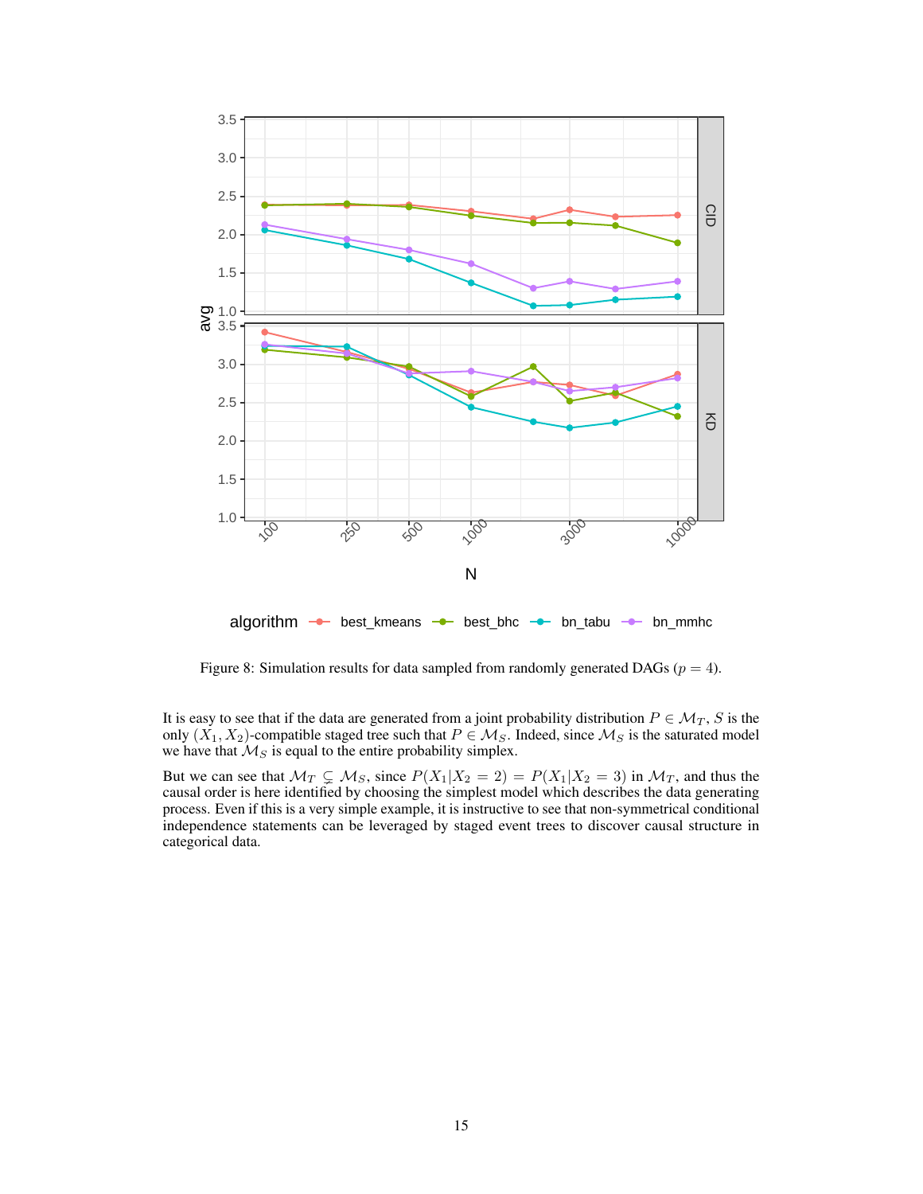Figure 8: Simulation results for data sampled from randomly generated DAGs ($p = 4$).

It is easy to see that if the data are generated from a joint probability distribution $P \in \mathcal{M}_T$, $S$ is the only $(X_1, X_2)$-compatible staged tree such that $P \in \mathcal{M}_S$. Indeed, since $\mathcal{M}_S$ is the saturated model we have that $\mathcal{M}_S$ is equal to the entire probability simplex.

But we can see that $\mathcal{M}_T \subsetneq \mathcal{M}_S$, since $P(X_1|X_2 = 2) = P(X_1|X_2 = 3)$ in $\mathcal{M}_T$, and thus the causal order is here identified by choosing the simplest model which describes the data generating process. Even if this is a very simple example, it is instructive to see that non-symmetrical conditional independence statements can be leveraged by staged event trees to discover causal structure in categorical data.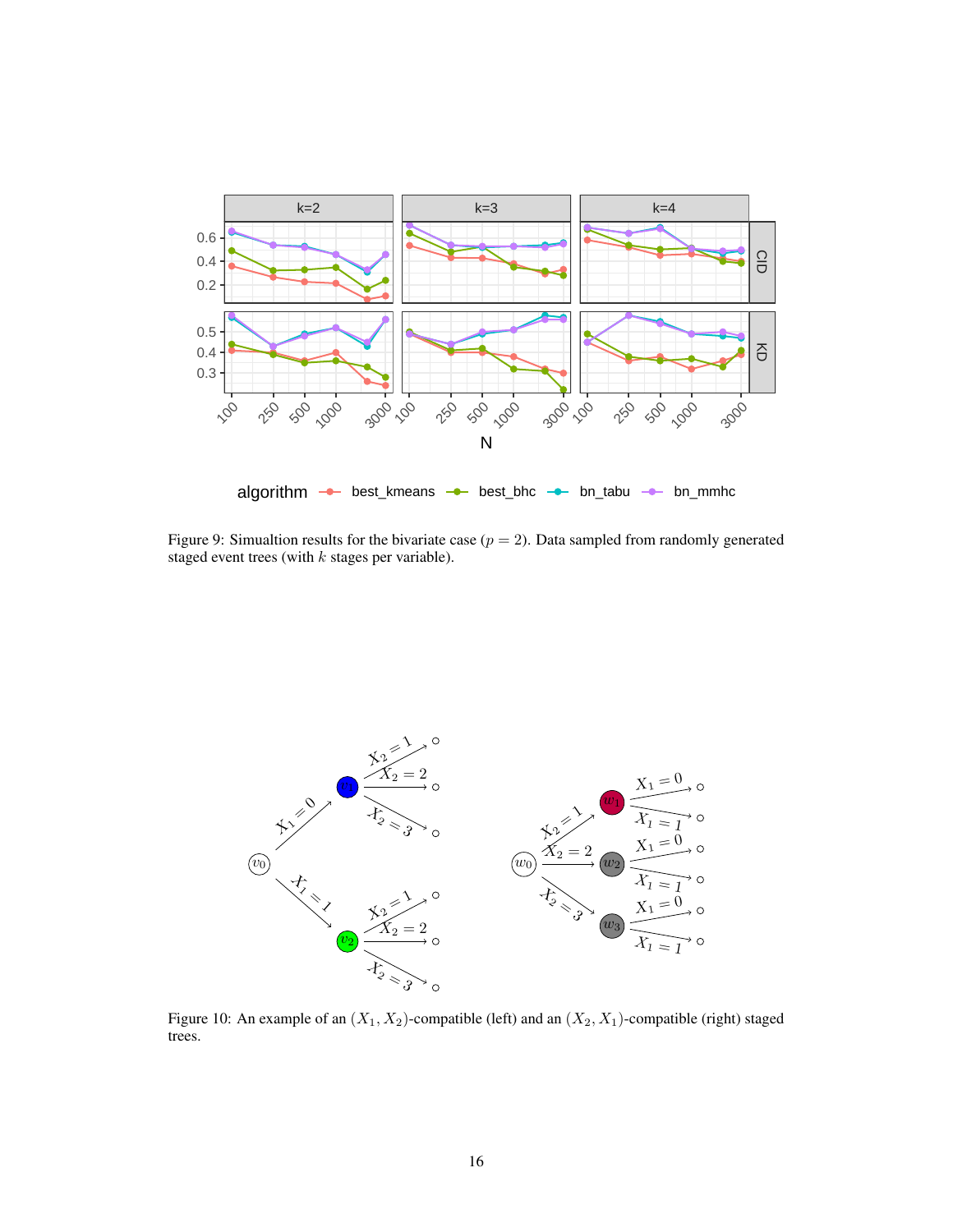k=2
k=3
k=4
CID
KD
0.6
0.4
0.2
0.5
0.4
0.3
100
250
500
1000
3000
N

algorithm best_kmeans best_bhc bn_tabu bn_mmhc

Figure 9: Simualtion results for the bivariate case ($p = 2$). Data sampled from randomly generated staged event trees (with $k$ stages per variable).

$v_0$
$X_1 = 0$
$X_1 = 1$
$v_1$
$v_2$
$X_2 = 1$
$X_2 = 2$
$X_2 = 3$

$w_0$
$X_2 = 1$
$X_2 = 2$
$X_2 = 3$
$w_1$
$w_2$
$w_3$
$X_1 = 0$
$X_1 = 1$

Figure 10: An example of an $(X_1, X_2)$-compatible (left) and an $(X_2, X_1)$-compatible (right) staged trees.